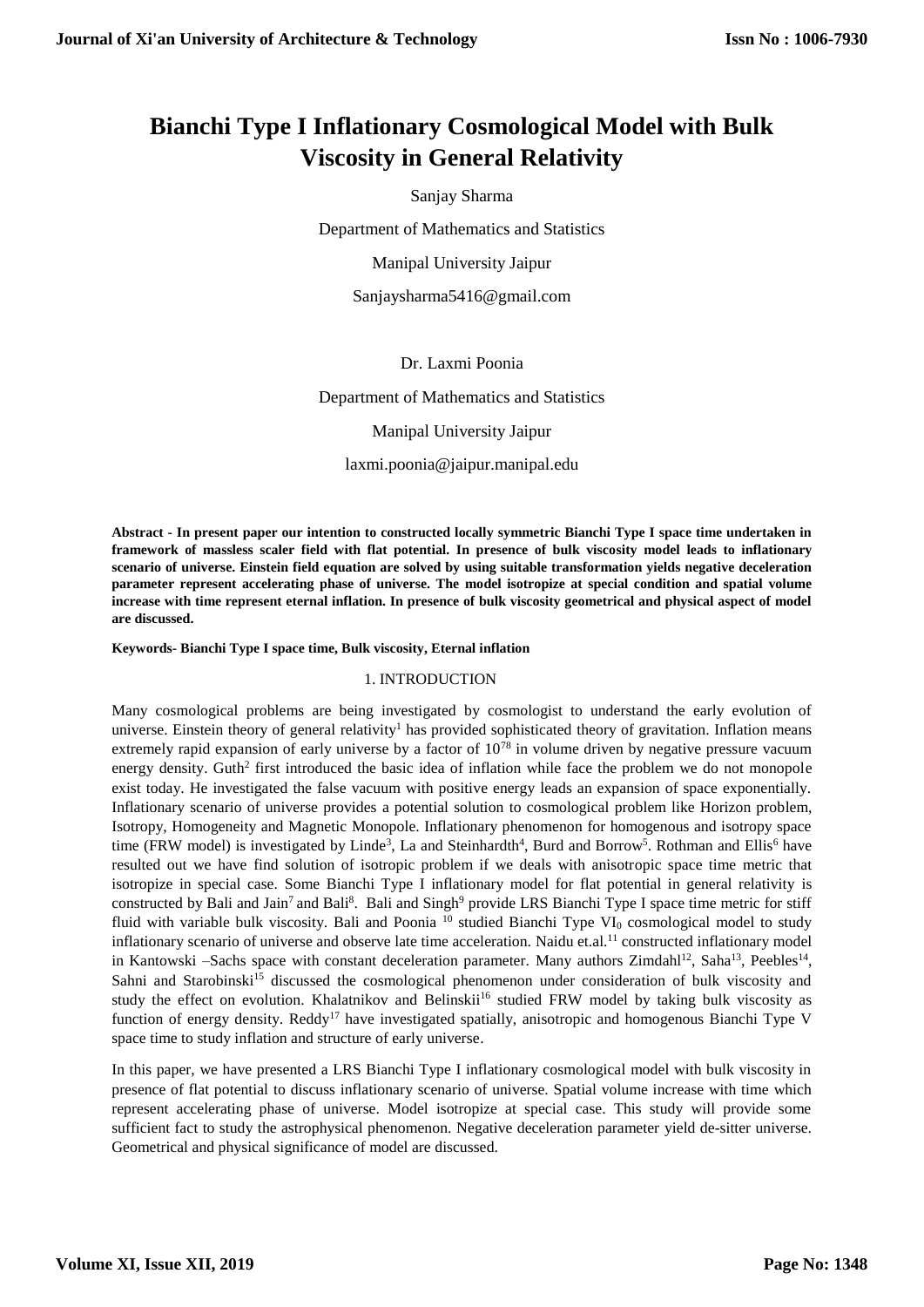# Bianchi Type I Inflationary Cosmological Model with Bulk Viscosity in General Relativity

Sanjay Sharma

Department of Mathematics and Statistics

Manipal University Jaipur

Sanjaysharma5416@gmail.com

Dr. Laxmi Poonia

Department of Mathematics and Statistics

Manipal University Jaipur

laxmi.poonia@jaipur.manipal.edu

**Abstract - In present paper our intention to constructed locally symmetric Bianchi Type I space time undertaken in framework of massless scaler field with flat potential. In presence of bulk viscosity model leads to inflationary scenario of universe. Einstein field equation are solved by using suitable transformation yields negative deceleration parameter represent accelerating phase of universe. The model isotropize at special condition and spatial volume increase with time represent eternal inflation. In presence of bulk viscosity geometrical and physical aspect of model are discussed.**

**Keywords- Bianchi Type I space time, Bulk viscosity, Eternal inflation**

## 1. INTRODUCTION

Many cosmological problems are being investigated by cosmologist to understand the early evolution of universe. Einstein theory of general relativity[1] has provided sophisticated theory of gravitation. Inflation means extremely rapid expansion of early universe by a factor of $10^{78}$ in volume driven by negative pressure vacuum energy density. Guth[2] first introduced the basic idea of inflation while face the problem we do not monopole exist today. He investigated the false vacuum with positive energy leads an expansion of space exponentially. Inflationary scenario of universe provides a potential solution to cosmological problem like Horizon problem, Isotropy, Homogeneity and Magnetic Monopole. Inflationary phenomenon for homogenous and isotropy space time (FRW model) is investigated by Linde[3], La and Steinhardth[4], Burd and Borrow[5]. Rothman and Ellis[6] have resulted out we have find solution of isotropic problem if we deals with anisotropic space time metric that isotropize in special case. Some Bianchi Type I inflationary model for flat potential in general relativity is constructed by Bali and Jain[7] and Bali[8]. Bali and Singh[9] provide LRS Bianchi Type I space time metric for stiff fluid with variable bulk viscosity. Bali and Poonia [10] studied Bianchi Type $VI_0$ cosmological model to study inflationary scenario of universe and observe late time acceleration. Naidu et.al.[11] constructed inflationary model in Kantowski –Sachs space with constant deceleration parameter. Many authors Zimdahl[12], Saha[13], Peebles[14], Sahni and Starobinski[15] discussed the cosmological phenomenon under consideration of bulk viscosity and study the effect on evolution. Khalatnikov and Belinskii[16] studied FRW model by taking bulk viscosity as function of energy density. Reddy[17] have investigated spatially, anisotropic and homogenous Bianchi Type V space time to study inflation and structure of early universe.

In this paper, we have presented a LRS Bianchi Type I inflationary cosmological model with bulk viscosity in presence of flat potential to discuss inflationary scenario of universe. Spatial volume increase with time which represent accelerating phase of universe. Model isotropize at special case. This study will provide some sufficient fact to study the astrophysical phenomenon. Negative deceleration parameter yield de-sitter universe. Geometrical and physical significance of model are discussed.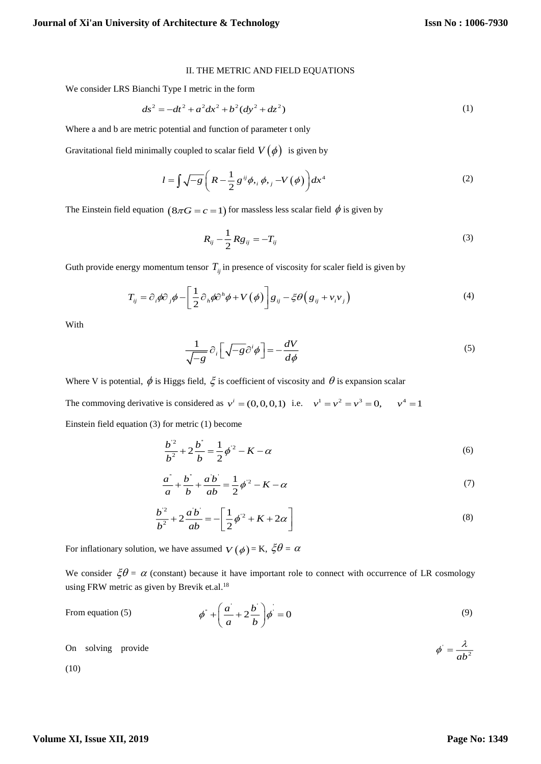## II. THE METRIC AND FIELD EQUATIONS

We consider LRS Bianchi Type I metric in the form

$$ds^2 = -dt^2 + a^2 dx^2 + b^2(dy^2 + dz^2) \tag{1}$$

Where a and b are metric potential and function of parameter t only

Gravitational field minimally coupled to scalar field $V(\phi)$ is given by

$$I = \int \sqrt{-g}\left(R - \frac{1}{2}g^{ij}\phi,_i \phi,_j - V(\phi)\right)dx^4 \tag{2}$$

The Einstein field equation $(8\pi G = c = 1)$ for massless less scalar field $\phi$ is given by

$$R_{ij} - \frac{1}{2}Rg_{ij} = -T_{ij} \tag{3}$$

Guth provide energy momentum tensor $T_{ij}$ in presence of viscosity for scaler field is given by

$$T_{ij} = \partial_i\phi\partial_j\phi - \left[\frac{1}{2}\partial_h\phi\partial^h\phi + V(\phi)\right]g_{ij} - \xi\theta\left(g_{ij} + v_i v_j\right) \tag{4}$$

With

$$\frac{1}{\sqrt{-g}}\partial_i\left[\sqrt{-g}\partial^i\phi\right] = -\frac{dV}{d\phi} \tag{5}$$

Where V is potential, $\phi$ is Higgs field, $\xi$ is coefficient of viscosity and $\theta$ is expansion scalar

The commoving derivative is considered as $v^i = (0,0,0,1)$ i.e. $v^1 = v^2 = v^3 = 0, \quad v^4 = 1$

Einstein field equation (3) for metric (1) become

$$\frac{b'^2}{b^2} + 2\frac{b''}{b} = \frac{1}{2}\phi'^2 - K - \alpha \tag{6}$$

$$\frac{a''}{a} + \frac{b''}{b} + \frac{a'b'}{ab} = \frac{1}{2}\phi'^2 - K - \alpha \tag{7}$$

$$\frac{b'^2}{b^2} + 2\frac{a'b'}{ab} = -\left[\frac{1}{2}\phi'^2 + K + 2\alpha\right] \tag{8}$$

For inflationary solution, we have assumed $V(\phi) = K$, $\xi\theta = \alpha$

We consider $\xi\theta = \alpha$ (constant) because it have important role to connect with occurrence of LR cosmology using FRW metric as given by Brevik et.al.[18]

From equation (5)

$$\phi'' + \left(\frac{a'}{a} + 2\frac{b'}{b}\right)\phi' = 0 \tag{9}$$

On solving provide

$$\phi' = \frac{\lambda}{ab^2} \tag{10}$$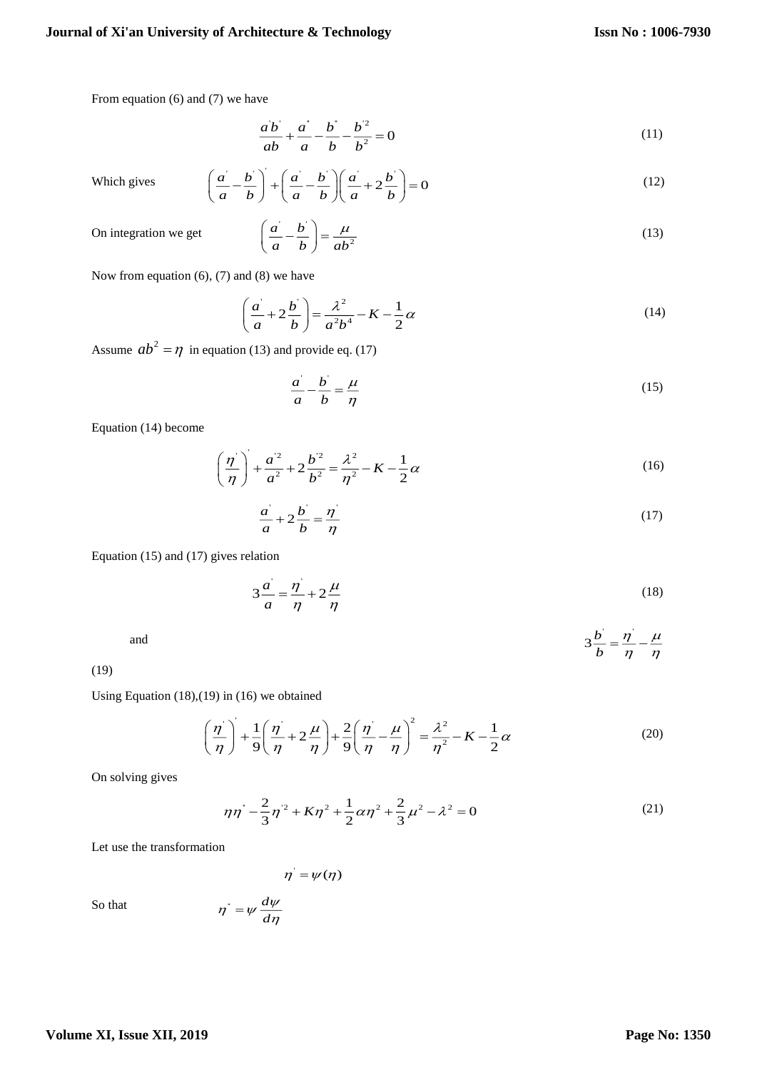From equation (6) and (7) we have

$$\frac{a^{'}b^{'}}{ab}+\frac{a^{''}}{a}-\frac{b^{''}}{b}-\frac{b^{'2}}{b^{2}}=0 \tag{11}$$

Which gives

$$\left(\frac{a^{'}}{a}-\frac{b^{'}}{b}\right)^{'}+\left(\frac{a^{'}}{a}-\frac{b^{'}}{b}\right)\left(\frac{a^{'}}{a}+2\frac{b^{'}}{b}\right)=0 \tag{12}$$

On integration we get

$$\left(\frac{a^{'}}{a}-\frac{b^{'}}{b}\right)=\frac{\mu}{ab^{2}} \tag{13}$$

Now from equation (6), (7) and (8) we have

$$\left(\frac{a^{'}}{a}+2\frac{b^{'}}{b}\right)=\frac{\lambda^{2}}{a^{2}b^{4}}-K-\frac{1}{2}\alpha \tag{14}$$

Assume $ab^{2}=\eta$ in equation (13) and provide eq. (17)

$$\frac{a^{'}}{a}-\frac{b^{'}}{b}=\frac{\mu}{\eta} \tag{15}$$

Equation (14) become

$$\left(\frac{\eta^{'}}{\eta}\right)^{'}+\frac{a^{'2}}{a^{2}}+2\frac{b^{'2}}{b^{2}}=\frac{\lambda^{2}}{\eta^{2}}-K-\frac{1}{2}\alpha \tag{16}$$

$$\frac{a^{'}}{a}+2\frac{b^{'}}{b}=\frac{\eta^{'}}{\eta} \tag{17}$$

Equation (15) and (17) gives relation

$$3\frac{a^{'}}{a}=\frac{\eta^{'}}{\eta}+2\frac{\mu}{\eta} \tag{18}$$

and

$$3\frac{b^{'}}{b}=\frac{\eta^{'}}{\eta}-\frac{\mu}{\eta} \tag{19}$$

Using Equation (18),(19) in (16) we obtained

$$\left(\frac{\eta^{'}}{\eta}\right)^{'}+\frac{1}{9}\left(\frac{\eta^{'}}{\eta}+2\frac{\mu}{\eta}\right)+\frac{2}{9}\left(\frac{\eta^{'}}{\eta}-\frac{\mu}{\eta}\right)^{2}=\frac{\lambda^{2}}{\eta^{2}}-K-\frac{1}{2}\alpha \tag{20}$$

On solving gives

$$\eta\eta^{''}-\frac{2}{3}\eta^{'2}+K\eta^{2}+\frac{1}{2}\alpha\eta^{2}+\frac{2}{3}\mu^{2}-\lambda^{2}=0 \tag{21}$$

Let use the transformation

$$\eta^{'}=\psi(\eta)$$

So that

$$\eta^{''}=\psi\frac{d\psi}{d\eta}$$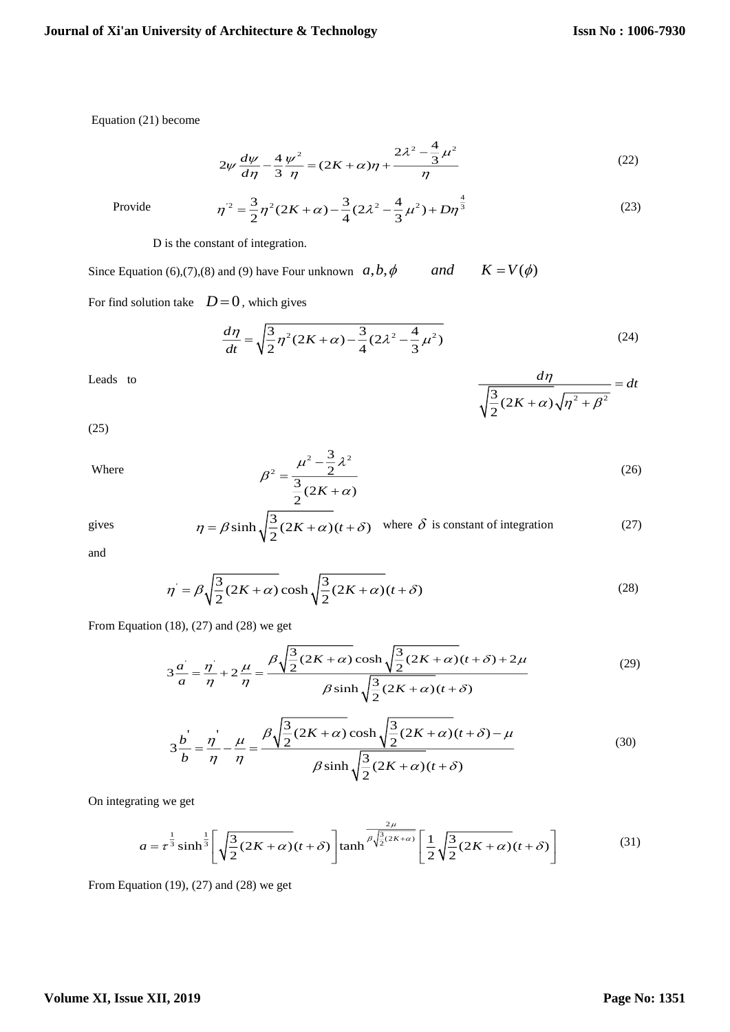Equation (21) become

$$2\psi\frac{d\psi}{d\eta}-\frac{4}{3}\frac{\psi^2}{\eta}=(2K+\alpha)\eta+\frac{2\lambda^2-\frac{4}{3}\mu^2}{\eta} \tag{22}$$

Provide

$$\eta'^2=\frac{3}{2}\eta^2(2K+\alpha)-\frac{3}{4}(2\lambda^2-\frac{4}{3}\mu^2)+D\eta^{\frac{4}{3}} \tag{23}$$

D is the constant of integration.

Since Equation (6),(7),(8) and (9) have Four unknown $a,b,\phi \quad and \quad K=V(\phi)$

For find solution take $D=0$, which gives

$$\frac{d\eta}{dt}=\sqrt{\frac{3}{2}\eta^2(2K+\alpha)-\frac{3}{4}(2\lambda^2-\frac{4}{3}\mu^2)} \tag{24}$$

Leads to

$$\frac{d\eta}{\sqrt{\frac{3}{2}(2K+\alpha)}\sqrt{\eta^2+\beta^2}}=dt \tag{25}$$

Where

$$\beta^2=\frac{\mu^2-\frac{3}{2}\lambda^2}{\frac{3}{2}(2K+\alpha)} \tag{26}$$

gives

$$\eta=\beta\sinh\sqrt{\frac{3}{2}(2K+\alpha)}(t+\delta) \quad \text{where } \delta \text{ is constant of integration} \tag{27}$$

and

$$\eta'=\beta\sqrt{\frac{3}{2}(2K+\alpha)}\cosh\sqrt{\frac{3}{2}(2K+\alpha)}(t+\delta) \tag{28}$$

From Equation (18), (27) and (28) we get

$$3\frac{a'}{a}=\frac{\eta'}{\eta}+2\frac{\mu}{\eta}=\frac{\beta\sqrt{\frac{3}{2}(2K+\alpha)}\cosh\sqrt{\frac{3}{2}(2K+\alpha)}(t+\delta)+2\mu}{\beta\sinh\sqrt{\frac{3}{2}(2K+\alpha)}(t+\delta)} \tag{29}$$

$$3\frac{b'}{b}=\frac{\eta'}{\eta}-\frac{\mu}{\eta}=\frac{\beta\sqrt{\frac{3}{2}(2K+\alpha)}\cosh\sqrt{\frac{3}{2}(2K+\alpha)}(t+\delta)-\mu}{\beta\sinh\sqrt{\frac{3}{2}(2K+\alpha)}(t+\delta)} \tag{30}$$

On integrating we get

$$a=\tau^{\frac{1}{3}}\sinh^{\frac{1}{3}}\left[\sqrt{\frac{3}{2}(2K+\alpha)}(t+\delta)\right]\tanh^{\frac{2\mu}{\beta\sqrt{\frac{3}{2}(2K+\alpha)}}}\left[\frac{1}{2}\sqrt{\frac{3}{2}(2K+\alpha)}(t+\delta)\right] \tag{31}$$

From Equation (19), (27) and (28) we get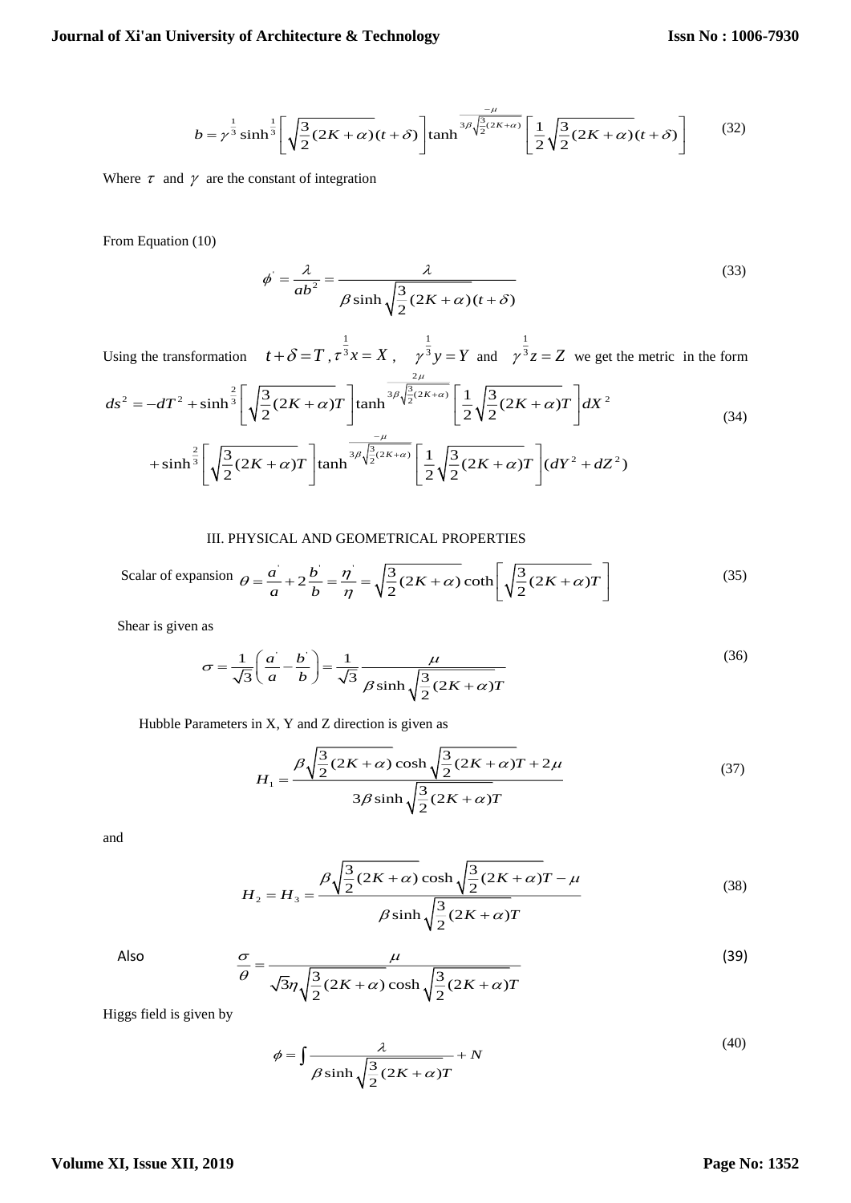$$b = \gamma^{\frac{1}{3}} \sinh^{\frac{1}{3}}\left[\sqrt{\frac{3}{2}(2K+\alpha)}(t+\delta)\right] \tanh^{\frac{-\mu}{3\beta\sqrt{\frac{3}{2}(2K+\alpha)}}}\left[\frac{1}{2}\sqrt{\frac{3}{2}(2K+\alpha)}(t+\delta)\right] \tag{32}$$

Where $\tau$ and $\gamma$ are the constant of integration

From Equation (10)

$$\phi' = \frac{\lambda}{ab^2} = \frac{\lambda}{\beta \sinh\sqrt{\frac{3}{2}(2K+\alpha)}(t+\delta)} \tag{33}$$

Using the transformation $t+\delta = T$, $\tau^{\frac{1}{3}}x = X$, $\gamma^{\frac{1}{3}}y = Y$ and $\gamma^{\frac{1}{3}}z = Z$ we get the metric in the form

$$ds^2 = -dT^2 + \sinh^{\frac{2}{3}}\left[\sqrt{\frac{3}{2}(2K+\alpha)}T\right] \tanh^{\frac{2\mu}{3\beta\sqrt{\frac{3}{2}(2K+\alpha)}}}\left[\frac{1}{2}\sqrt{\frac{3}{2}(2K+\alpha)}T\right] dX^2$$
$$+ \sinh^{\frac{2}{3}}\left[\sqrt{\frac{3}{2}(2K+\alpha)}T\right] \tanh^{\frac{-\mu}{3\beta\sqrt{\frac{3}{2}(2K+\alpha)}}}\left[\frac{1}{2}\sqrt{\frac{3}{2}(2K+\alpha)}T\right](dY^2 + dZ^2) \tag{34}$$

## III. PHYSICAL AND GEOMETRICAL PROPERTIES

Scalar of expansion $\theta = \frac{a'}{a} + 2\frac{b'}{b} = \frac{\eta'}{\eta} = \sqrt{\frac{3}{2}(2K+\alpha)} \coth\left[\sqrt{\frac{3}{2}(2K+\alpha)}T\right]$ (35)

Shear is given as

$$\sigma = \frac{1}{\sqrt{3}}\left(\frac{a'}{a} - \frac{b'}{b}\right) = \frac{1}{\sqrt{3}} \frac{\mu}{\beta \sinh\sqrt{\frac{3}{2}(2K+\alpha)}T} \tag{36}$$

Hubble Parameters in X, Y and Z direction is given as

$$H_1 = \frac{\beta\sqrt{\frac{3}{2}(2K+\alpha)} \cosh\sqrt{\frac{3}{2}(2K+\alpha)}T + 2\mu}{3\beta \sinh\sqrt{\frac{3}{2}(2K+\alpha)}T} \tag{37}$$

and

$$H_2 = H_3 = \frac{\beta\sqrt{\frac{3}{2}(2K+\alpha)} \cosh\sqrt{\frac{3}{2}(2K+\alpha)}T - \mu}{\beta \sinh\sqrt{\frac{3}{2}(2K+\alpha)}T} \tag{38}$$

Also

$$\frac{\sigma}{\theta} = \frac{\mu}{\sqrt{3}\eta\sqrt{\frac{3}{2}(2K+\alpha)} \cosh\sqrt{\frac{3}{2}(2K+\alpha)}T} \tag{39}$$

Higgs field is given by

$$\phi = \int \frac{\lambda}{\beta \sinh\sqrt{\frac{3}{2}(2K+\alpha)}T} + N \tag{40}$$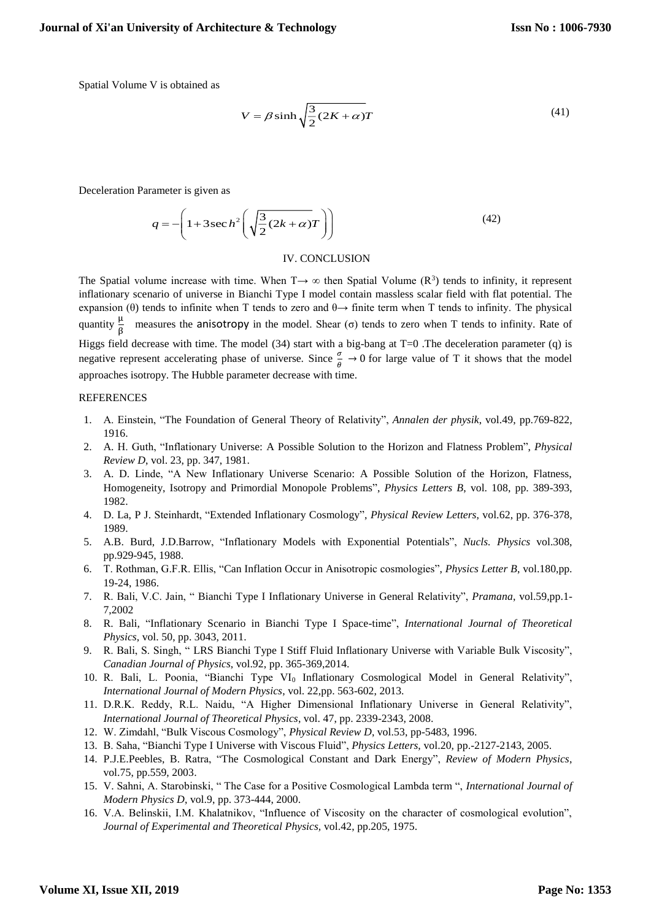Spatial Volume V is obtained as

$$V = \beta \sinh \sqrt{\frac{3}{2}(2K+\alpha)}T \tag{41}$$

Deceleration Parameter is given as

$$q = -\left(1 + 3\sec h^2\left(\sqrt{\frac{3}{2}(2k+\alpha)}T\right)\right) \tag{42}$$

## IV. CONCLUSION

The Spatial volume increase with time. When $T \rightarrow \infty$ then Spatial Volume ($R^3$) tends to infinity, it represent inflationary scenario of universe in Bianchi Type I model contain massless scalar field with flat potential. The expansion ($\theta$) tends to infinite when T tends to zero and $\theta \rightarrow$ finite term when T tends to infinity. The physical quantity $\frac{\mu}{\beta}$ measures the anisotropy in the model. Shear ($\sigma$) tends to zero when T tends to infinity. Rate of Higgs field decrease with time. The model (34) start with a big-bang at T=0 .The deceleration parameter (q) is negative represent accelerating phase of universe. Since $\frac{\sigma}{\theta} \rightarrow 0$ for large value of T it shows that the model approaches isotropy. The Hubble parameter decrease with time.

## REFERENCES

1. A. Einstein, "The Foundation of General Theory of Relativity", *Annalen der physik*, vol.49, pp.769-822, 1916.
2. A. H. Guth, "Inflationary Universe: A Possible Solution to the Horizon and Flatness Problem", *Physical Review D*, vol. 23, pp. 347, 1981.
3. A. D. Linde, "A New Inflationary Universe Scenario: A Possible Solution of the Horizon, Flatness, Homogeneity, Isotropy and Primordial Monopole Problems", *Physics Letters B*, vol. 108, pp. 389-393, 1982.
4. D. La, P J. Steinhardt, "Extended Inflationary Cosmology", *Physical Review Letters*, vol.62, pp. 376-378, 1989.
5. A.B. Burd, J.D.Barrow, "Inflationary Models with Exponential Potentials", *Nucls. Physics* vol.308, pp.929-945, 1988.
6. T. Rothman, G.F.R. Ellis, "Can Inflation Occur in Anisotropic cosmologies", *Physics Letter B*, vol.180,pp. 19-24, 1986.
7. R. Bali, V.C. Jain, " Bianchi Type I Inflationary Universe in General Relativity", *Pramana*, vol.59,pp.1-7,2002
8. R. Bali, "Inflationary Scenario in Bianchi Type I Space-time", *International Journal of Theoretical Physics*, vol. 50, pp. 3043, 2011.
9. R. Bali, S. Singh, " LRS Bianchi Type I Stiff Fluid Inflationary Universe with Variable Bulk Viscosity", *Canadian Journal of Physics*, vol.92, pp. 365-369,2014.
10. R. Bali, L. Poonia, "Bianchi Type $VI_0$ Inflationary Cosmological Model in General Relativity", *International Journal of Modern Physics*, vol. 22,pp. 563-602, 2013.
11. D.R.K. Reddy, R.L. Naidu, "A Higher Dimensional Inflationary Universe in General Relativity", *International Journal of Theoretical Physics*, vol. 47, pp. 2339-2343, 2008.
12. W. Zimdahl, "Bulk Viscous Cosmology", *Physical Review D*, vol.53, pp-5483, 1996.
13. B. Saha, "Bianchi Type I Universe with Viscous Fluid", *Physics Letters*, vol.20, pp.-2127-2143, 2005.
14. P.J.E.Peebles, B. Ratra, "The Cosmological Constant and Dark Energy", *Review of Modern Physics*, vol.75, pp.559, 2003.
15. V. Sahni, A. Starobinski, " The Case for a Positive Cosmological Lambda term ", *International Journal of Modern Physics D*, vol.9, pp. 373-444, 2000.
16. V.A. Belinskii, I.M. Khalatnikov, "Influence of Viscosity on the character of cosmological evolution", *Journal of Experimental and Theoretical Physics*, vol.42, pp.205, 1975.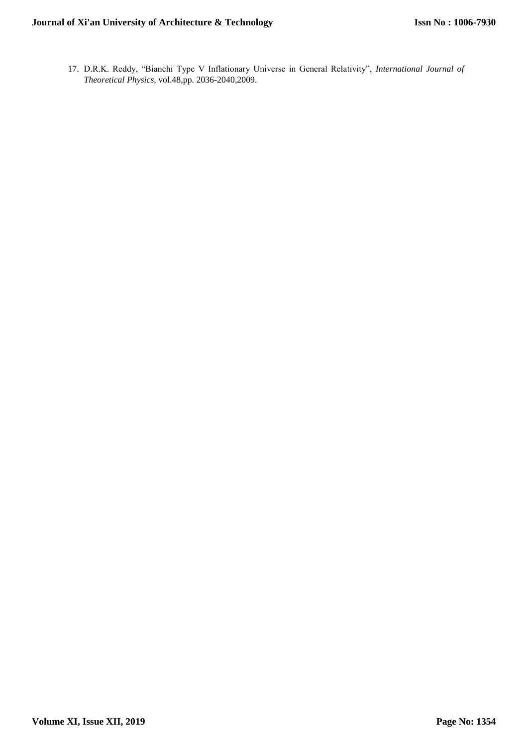17. D.R.K. Reddy, "Bianchi Type V Inflationary Universe in General Relativity", *International Journal of Theoretical Physics*, vol.48,pp. 2036-2040,2009.